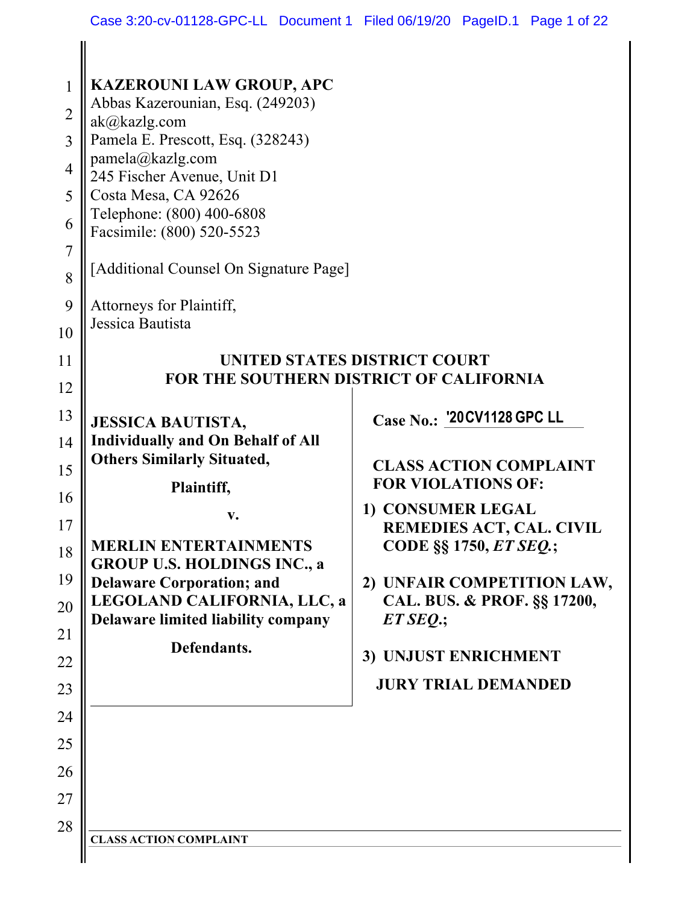**KAZEROUNI LAW GROUP, APC**
Abbas Kazerounian, Esq. (249203)
ak@kazlg.com
Pamela E. Prescott, Esq. (328243)
pamela@kazlg.com
245 Fischer Avenue, Unit D1
Costa Mesa, CA 92626
Telephone: (800) 400-6808
Facsimile: (800) 520-5523

[Additional Counsel On Signature Page]

Attorneys for Plaintiff,
Jessica Bautista

**UNITED STATES DISTRICT COURT**
**FOR THE SOUTHERN DISTRICT OF CALIFORNIA**

**JESSICA BAUTISTA, Individually and On Behalf of All Others Similarly Situated,**

**Plaintiff,**

**v.**

**MERLIN ENTERTAINMENTS GROUP U.S. HOLDINGS INC., a Delaware Corporation; and LEGOLAND CALIFORNIA, LLC, a Delaware limited liability company**

**Defendants.**

**Case No.:** '20CV1128 GPC LL

**CLASS ACTION COMPLAINT FOR VIOLATIONS OF:**

1) **CONSUMER LEGAL REMEDIES ACT, CAL. CIVIL CODE §§ 1750, *ET SEQ.*;**

2) **UNFAIR COMPETITION LAW, CAL. BUS. & PROF. §§ 17200, *ET SEQ.*;**

3) **UNJUST ENRICHMENT**

**JURY TRIAL DEMANDED**

**CLASS ACTION COMPLAINT**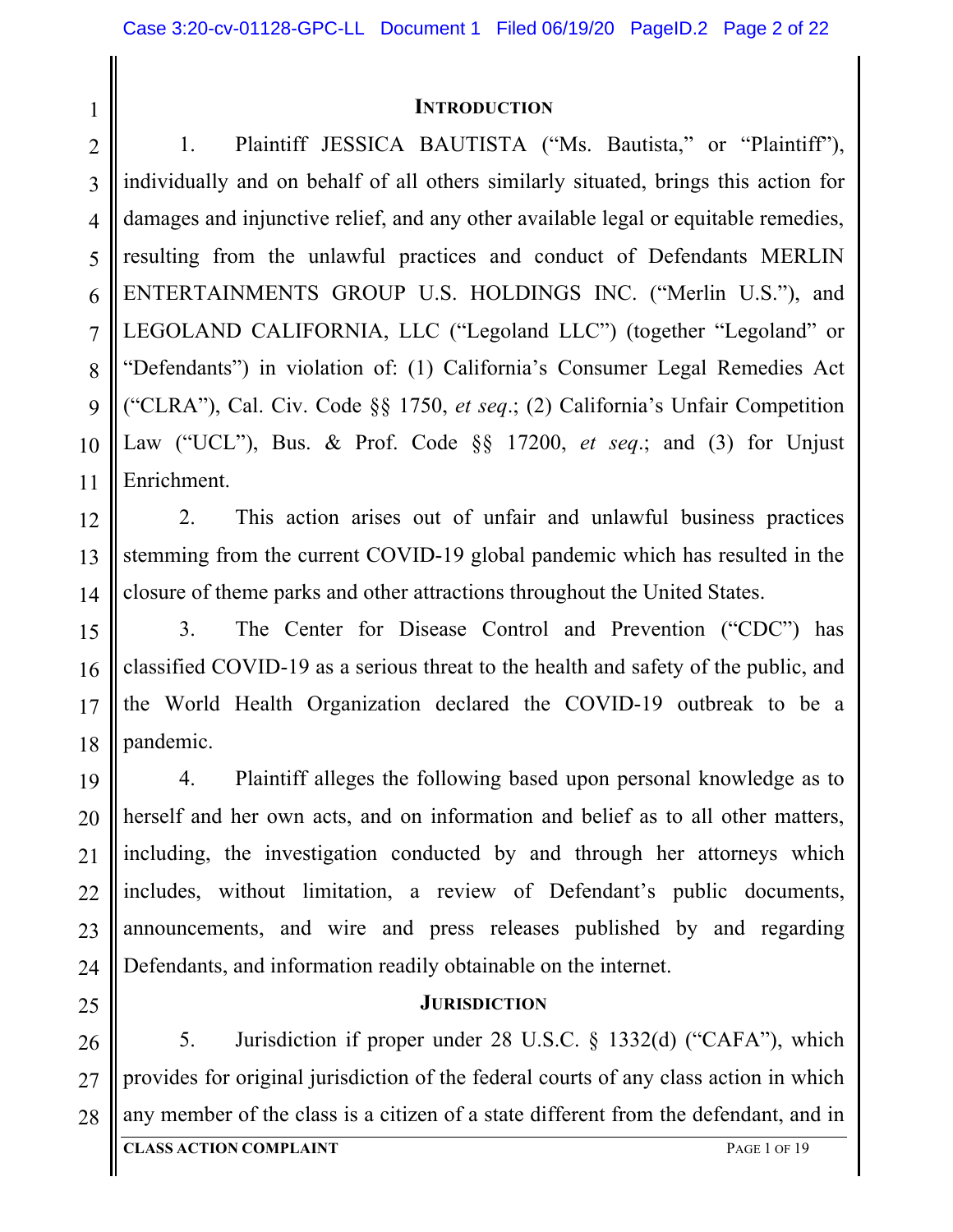## INTRODUCTION

1. Plaintiff JESSICA BAUTISTA ("Ms. Bautista," or "Plaintiff"), individually and on behalf of all others similarly situated, brings this action for damages and injunctive relief, and any other available legal or equitable remedies, resulting from the unlawful practices and conduct of Defendants MERLIN ENTERTAINMENTS GROUP U.S. HOLDINGS INC. ("Merlin U.S."), and LEGOLAND CALIFORNIA, LLC ("Legoland LLC") (together "Legoland" or "Defendants") in violation of: (1) California's Consumer Legal Remedies Act ("CLRA"), Cal. Civ. Code §§ 1750, *et seq*.; (2) California's Unfair Competition Law ("UCL"), Bus. & Prof. Code §§ 17200, *et seq*.; and (3) for Unjust Enrichment.

2. This action arises out of unfair and unlawful business practices stemming from the current COVID-19 global pandemic which has resulted in the closure of theme parks and other attractions throughout the United States.

3. The Center for Disease Control and Prevention ("CDC") has classified COVID-19 as a serious threat to the health and safety of the public, and the World Health Organization declared the COVID-19 outbreak to be a pandemic.

4. Plaintiff alleges the following based upon personal knowledge as to herself and her own acts, and on information and belief as to all other matters, including, the investigation conducted by and through her attorneys which includes, without limitation, a review of Defendant's public documents, announcements, and wire and press releases published by and regarding Defendants, and information readily obtainable on the internet.

## JURISDICTION

5. Jurisdiction if proper under 28 U.S.C. § 1332(d) ("CAFA"), which provides for original jurisdiction of the federal courts of any class action in which any member of the class is a citizen of a state different from the defendant, and in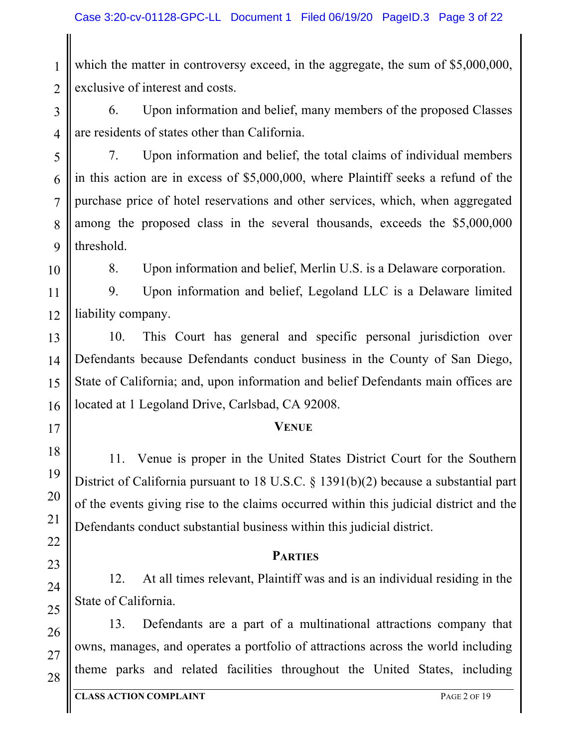which the matter in controversy exceed, in the aggregate, the sum of $5,000,000, exclusive of interest and costs.

6. Upon information and belief, many members of the proposed Classes are residents of states other than California.

7. Upon information and belief, the total claims of individual members in this action are in excess of $5,000,000, where Plaintiff seeks a refund of the purchase price of hotel reservations and other services, which, when aggregated among the proposed class in the several thousands, exceeds the $5,000,000 threshold.

8. Upon information and belief, Merlin U.S. is a Delaware corporation.

9. Upon information and belief, Legoland LLC is a Delaware limited liability company.

10. This Court has general and specific personal jurisdiction over Defendants because Defendants conduct business in the County of San Diego, State of California; and, upon information and belief Defendants main offices are located at 1 Legoland Drive, Carlsbad, CA 92008.

## VENUE

11. Venue is proper in the United States District Court for the Southern District of California pursuant to 18 U.S.C. § 1391(b)(2) because a substantial part of the events giving rise to the claims occurred within this judicial district and the Defendants conduct substantial business within this judicial district.

## PARTIES

12. At all times relevant, Plaintiff was and is an individual residing in the State of California.

13. Defendants are a part of a multinational attractions company that owns, manages, and operates a portfolio of attractions across the world including theme parks and related facilities throughout the United States, including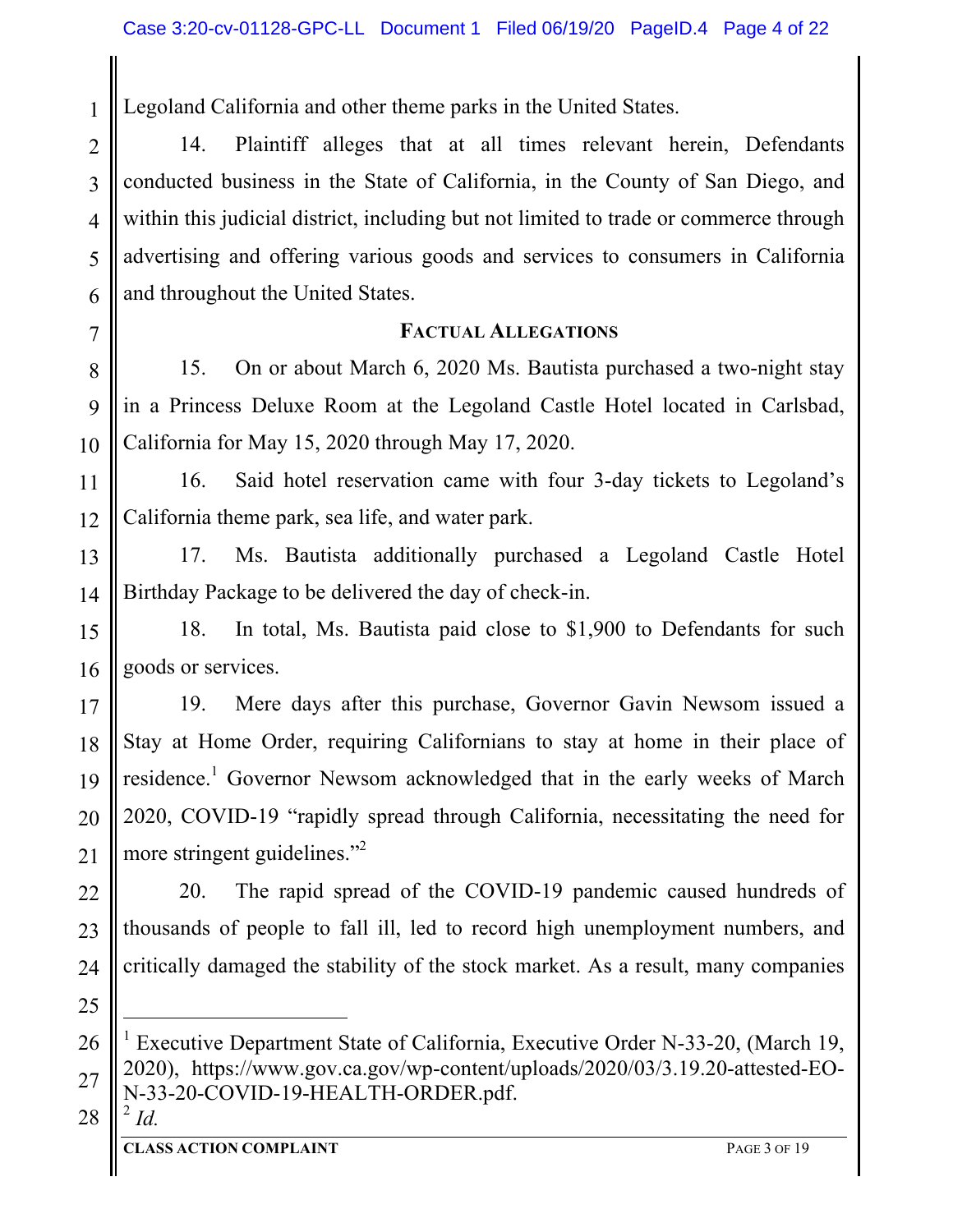Legoland California and other theme parks in the United States.

14. Plaintiff alleges that at all times relevant herein, Defendants conducted business in the State of California, in the County of San Diego, and within this judicial district, including but not limited to trade or commerce through advertising and offering various goods and services to consumers in California and throughout the United States.

**FACTUAL ALLEGATIONS**

15. On or about March 6, 2020 Ms. Bautista purchased a two-night stay in a Princess Deluxe Room at the Legoland Castle Hotel located in Carlsbad, California for May 15, 2020 through May 17, 2020.

16. Said hotel reservation came with four 3-day tickets to Legoland's California theme park, sea life, and water park.

17. Ms. Bautista additionally purchased a Legoland Castle Hotel Birthday Package to be delivered the day of check-in.

18. In total, Ms. Bautista paid close to $1,900 to Defendants for such goods or services.

19. Mere days after this purchase, Governor Gavin Newsom issued a Stay at Home Order, requiring Californians to stay at home in their place of residence.[1] Governor Newsom acknowledged that in the early weeks of March 2020, COVID-19 "rapidly spread through California, necessitating the need for more stringent guidelines."[2]

20. The rapid spread of the COVID-19 pandemic caused hundreds of thousands of people to fall ill, led to record high unemployment numbers, and critically damaged the stability of the stock market. As a result, many companies

---

[1] Executive Department State of California, Executive Order N-33-20, (March 19, 2020), https://www.gov.ca.gov/wp-content/uploads/2020/03/3.19.20-attested-EO-N-33-20-COVID-19-HEALTH-ORDER.pdf.

[2] *Id.*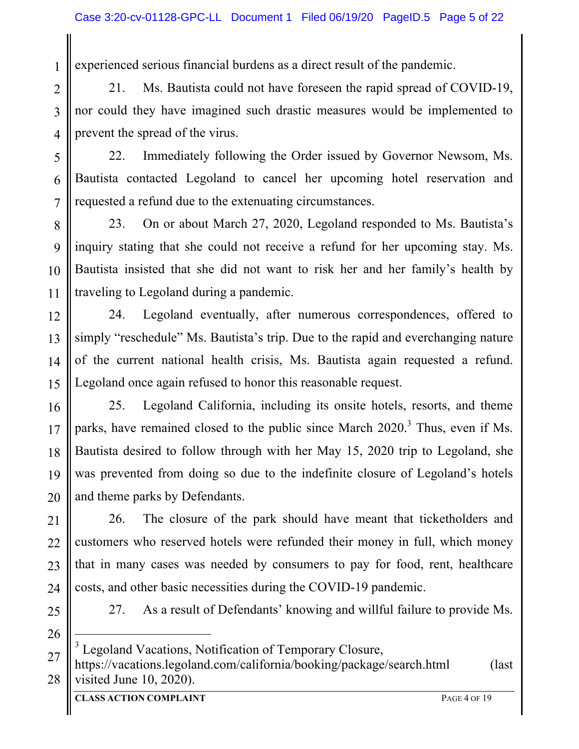experienced serious financial burdens as a direct result of the pandemic.

21. Ms. Bautista could not have foreseen the rapid spread of COVID-19, nor could they have imagined such drastic measures would be implemented to prevent the spread of the virus.

22. Immediately following the Order issued by Governor Newsom, Ms. Bautista contacted Legoland to cancel her upcoming hotel reservation and requested a refund due to the extenuating circumstances.

23. On or about March 27, 2020, Legoland responded to Ms. Bautista's inquiry stating that she could not receive a refund for her upcoming stay. Ms. Bautista insisted that she did not want to risk her and her family's health by traveling to Legoland during a pandemic.

24. Legoland eventually, after numerous correspondences, offered to simply "reschedule" Ms. Bautista's trip. Due to the rapid and everchanging nature of the current national health crisis, Ms. Bautista again requested a refund. Legoland once again refused to honor this reasonable request.

25. Legoland California, including its onsite hotels, resorts, and theme parks, have remained closed to the public since March 2020.[3] Thus, even if Ms. Bautista desired to follow through with her May 15, 2020 trip to Legoland, she was prevented from doing so due to the indefinite closure of Legoland's hotels and theme parks by Defendants.

26. The closure of the park should have meant that ticketholders and customers who reserved hotels were refunded their money in full, which money that in many cases was needed by consumers to pay for food, rent, healthcare costs, and other basic necessities during the COVID-19 pandemic.

27. As a result of Defendants' knowing and willful failure to provide Ms.

---

[3] Legoland Vacations, Notification of Temporary Closure, https://vacations.legoland.com/california/booking/package/search.html (last visited June 10, 2020).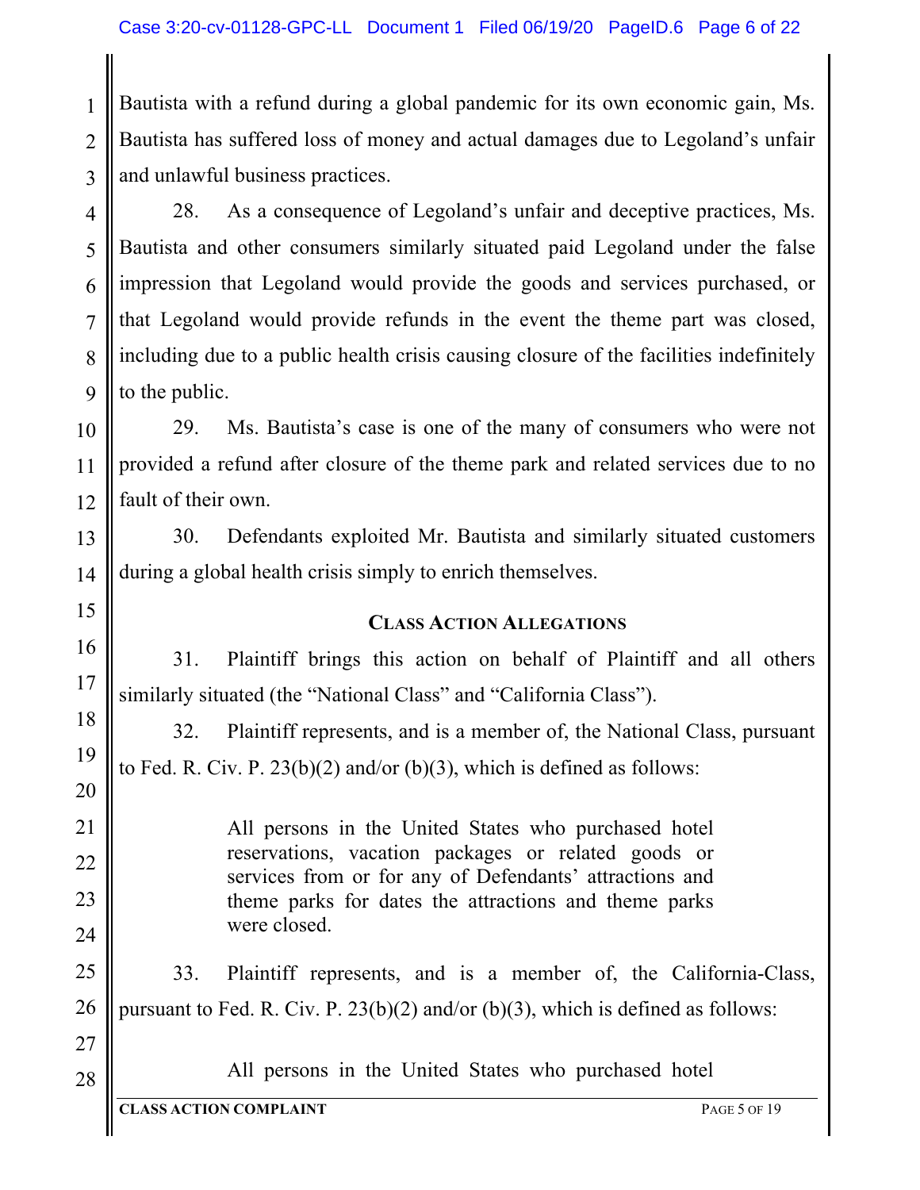Bautista with a refund during a global pandemic for its own economic gain, Ms. Bautista has suffered loss of money and actual damages due to Legoland's unfair and unlawful business practices.

28. As a consequence of Legoland's unfair and deceptive practices, Ms. Bautista and other consumers similarly situated paid Legoland under the false impression that Legoland would provide the goods and services purchased, or that Legoland would provide refunds in the event the theme part was closed, including due to a public health crisis causing closure of the facilities indefinitely to the public.

29. Ms. Bautista's case is one of the many of consumers who were not provided a refund after closure of the theme park and related services due to no fault of their own.

30. Defendants exploited Mr. Bautista and similarly situated customers during a global health crisis simply to enrich themselves.

## CLASS ACTION ALLEGATIONS

31. Plaintiff brings this action on behalf of Plaintiff and all others similarly situated (the "National Class" and "California Class").

32. Plaintiff represents, and is a member of, the National Class, pursuant to Fed. R. Civ. P. 23(b)(2) and/or (b)(3), which is defined as follows:

> All persons in the United States who purchased hotel reservations, vacation packages or related goods or services from or for any of Defendants' attractions and theme parks for dates the attractions and theme parks were closed.

33. Plaintiff represents, and is a member of, the California-Class, pursuant to Fed. R. Civ. P. 23(b)(2) and/or (b)(3), which is defined as follows:

> All persons in the United States who purchased hotel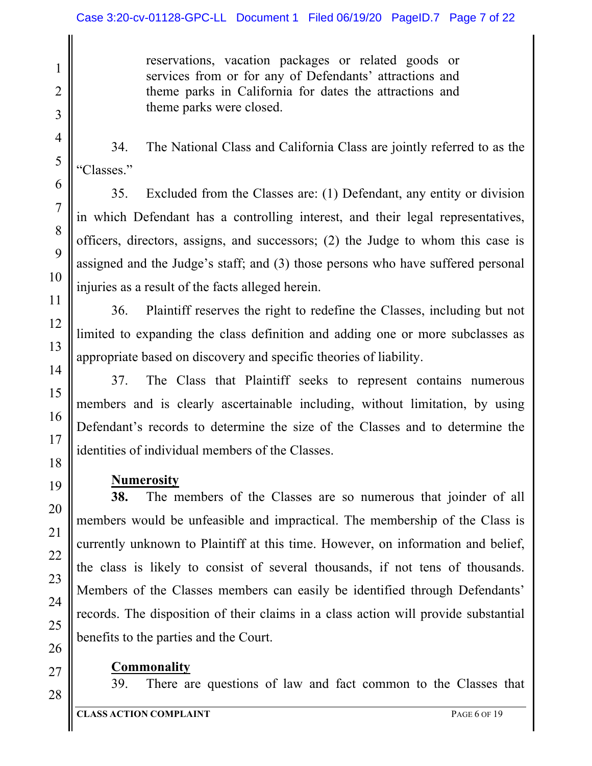reservations, vacation packages or related goods or services from or for any of Defendants' attractions and theme parks in California for dates the attractions and theme parks were closed.

34. The National Class and California Class are jointly referred to as the "Classes."

35. Excluded from the Classes are: (1) Defendant, any entity or division in which Defendant has a controlling interest, and their legal representatives, officers, directors, assigns, and successors; (2) the Judge to whom this case is assigned and the Judge's staff; and (3) those persons who have suffered personal injuries as a result of the facts alleged herein.

36. Plaintiff reserves the right to redefine the Classes, including but not limited to expanding the class definition and adding one or more subclasses as appropriate based on discovery and specific theories of liability.

37. The Class that Plaintiff seeks to represent contains numerous members and is clearly ascertainable including, without limitation, by using Defendant's records to determine the size of the Classes and to determine the identities of individual members of the Classes.

**Numerosity**

**38.** The members of the Classes are so numerous that joinder of all members would be unfeasible and impractical. The membership of the Class is currently unknown to Plaintiff at this time. However, on information and belief, the class is likely to consist of several thousands, if not tens of thousands. Members of the Classes members can easily be identified through Defendants' records. The disposition of their claims in a class action will provide substantial benefits to the parties and the Court.

**Commonality**

39. There are questions of law and fact common to the Classes that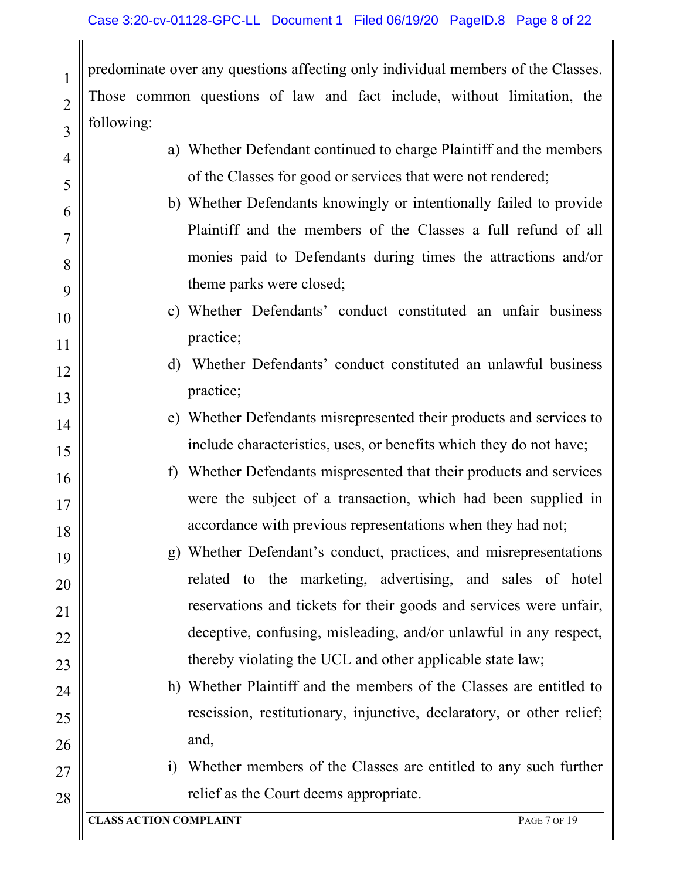predominate over any questions affecting only individual members of the Classes. Those common questions of law and fact include, without limitation, the following:

a) Whether Defendant continued to charge Plaintiff and the members of the Classes for good or services that were not rendered;

b) Whether Defendants knowingly or intentionally failed to provide Plaintiff and the members of the Classes a full refund of all monies paid to Defendants during times the attractions and/or theme parks were closed;

c) Whether Defendants' conduct constituted an unfair business practice;

d) Whether Defendants' conduct constituted an unlawful business practice;

e) Whether Defendants misrepresented their products and services to include characteristics, uses, or benefits which they do not have;

f) Whether Defendants mispresented that their products and services were the subject of a transaction, which had been supplied in accordance with previous representations when they had not;

g) Whether Defendant's conduct, practices, and misrepresentations related to the marketing, advertising, and sales of hotel reservations and tickets for their goods and services were unfair, deceptive, confusing, misleading, and/or unlawful in any respect, thereby violating the UCL and other applicable state law;

h) Whether Plaintiff and the members of the Classes are entitled to rescission, restitutionary, injunctive, declaratory, or other relief; and,

i) Whether members of the Classes are entitled to any such further relief as the Court deems appropriate.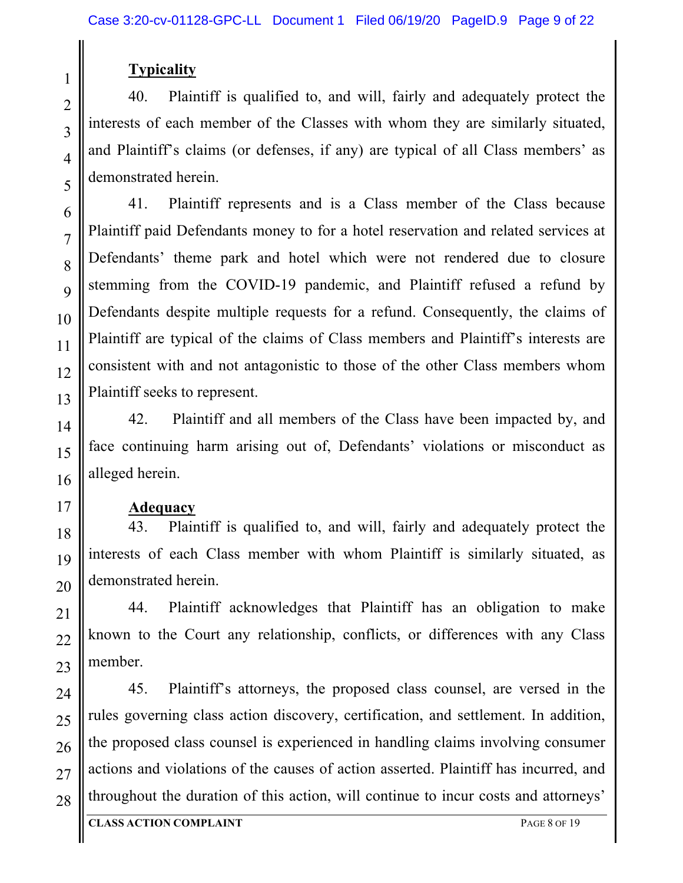**Typicality**

40. Plaintiff is qualified to, and will, fairly and adequately protect the interests of each member of the Classes with whom they are similarly situated, and Plaintiff's claims (or defenses, if any) are typical of all Class members' as demonstrated herein.

41. Plaintiff represents and is a Class member of the Class because Plaintiff paid Defendants money to for a hotel reservation and related services at Defendants' theme park and hotel which were not rendered due to closure stemming from the COVID-19 pandemic, and Plaintiff refused a refund by Defendants despite multiple requests for a refund. Consequently, the claims of Plaintiff are typical of the claims of Class members and Plaintiff's interests are consistent with and not antagonistic to those of the other Class members whom Plaintiff seeks to represent.

42. Plaintiff and all members of the Class have been impacted by, and face continuing harm arising out of, Defendants' violations or misconduct as alleged herein.

**Adequacy**

43. Plaintiff is qualified to, and will, fairly and adequately protect the interests of each Class member with whom Plaintiff is similarly situated, as demonstrated herein.

44. Plaintiff acknowledges that Plaintiff has an obligation to make known to the Court any relationship, conflicts, or differences with any Class member.

45. Plaintiff's attorneys, the proposed class counsel, are versed in the rules governing class action discovery, certification, and settlement. In addition, the proposed class counsel is experienced in handling claims involving consumer actions and violations of the causes of action asserted. Plaintiff has incurred, and throughout the duration of this action, will continue to incur costs and attorneys'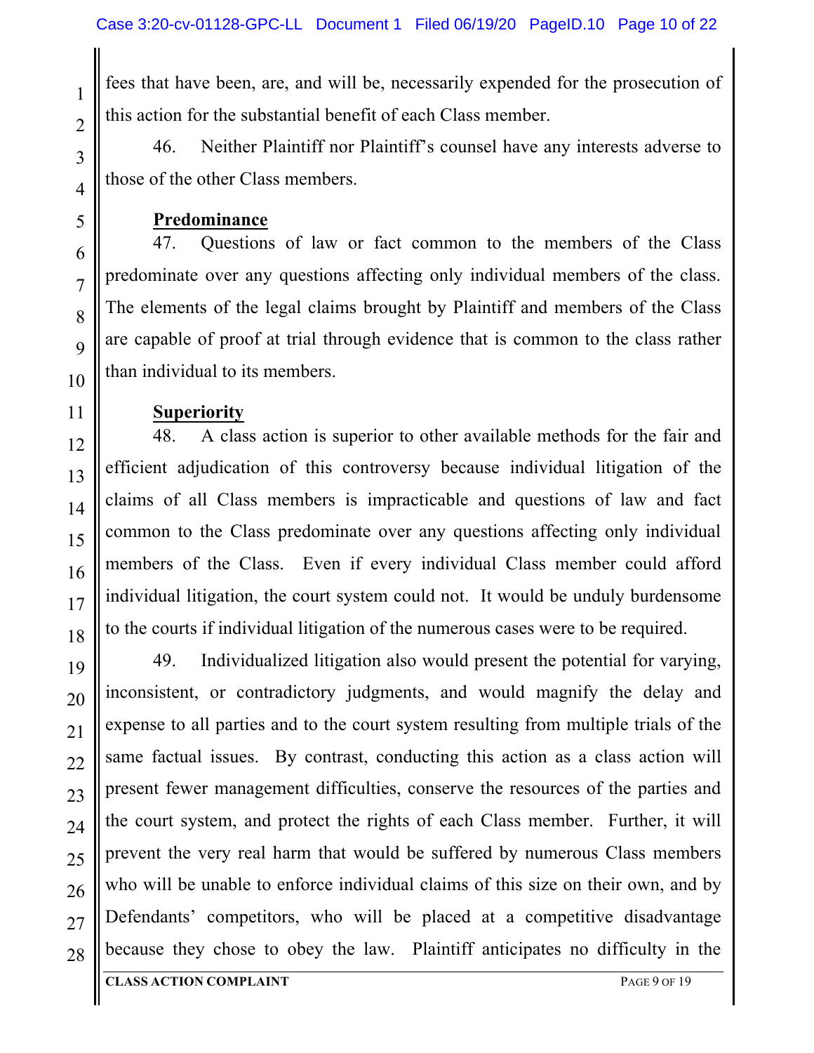fees that have been, are, and will be, necessarily expended for the prosecution of this action for the substantial benefit of each Class member.

46. Neither Plaintiff nor Plaintiff's counsel have any interests adverse to those of the other Class members.

**Predominance**

47. Questions of law or fact common to the members of the Class predominate over any questions affecting only individual members of the class. The elements of the legal claims brought by Plaintiff and members of the Class are capable of proof at trial through evidence that is common to the class rather than individual to its members.

**Superiority**

48. A class action is superior to other available methods for the fair and efficient adjudication of this controversy because individual litigation of the claims of all Class members is impracticable and questions of law and fact common to the Class predominate over any questions affecting only individual members of the Class. Even if every individual Class member could afford individual litigation, the court system could not. It would be unduly burdensome to the courts if individual litigation of the numerous cases were to be required.

49. Individualized litigation also would present the potential for varying, inconsistent, or contradictory judgments, and would magnify the delay and expense to all parties and to the court system resulting from multiple trials of the same factual issues. By contrast, conducting this action as a class action will present fewer management difficulties, conserve the resources of the parties and the court system, and protect the rights of each Class member. Further, it will prevent the very real harm that would be suffered by numerous Class members who will be unable to enforce individual claims of this size on their own, and by Defendants' competitors, who will be placed at a competitive disadvantage because they chose to obey the law. Plaintiff anticipates no difficulty in the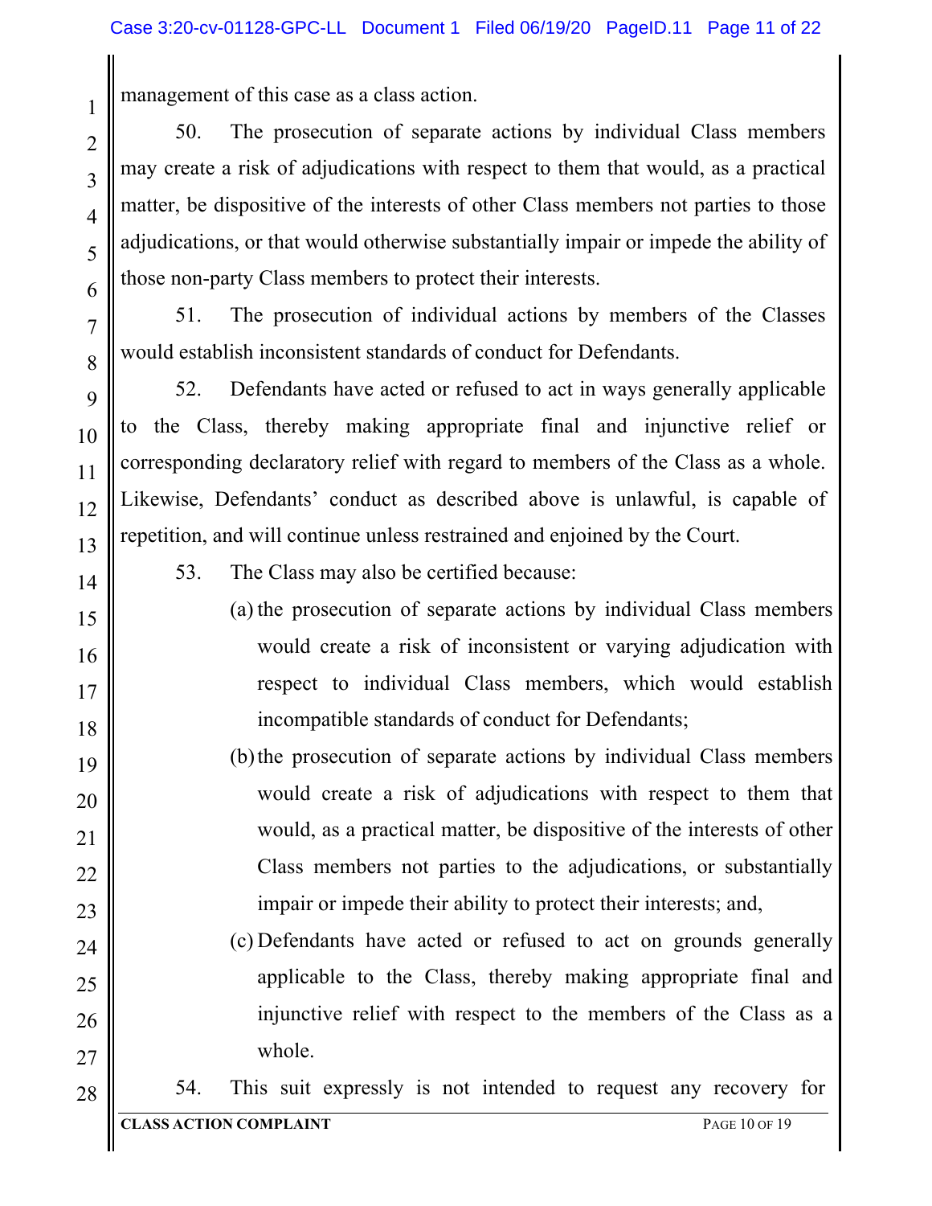management of this case as a class action.

50. The prosecution of separate actions by individual Class members may create a risk of adjudications with respect to them that would, as a practical matter, be dispositive of the interests of other Class members not parties to those adjudications, or that would otherwise substantially impair or impede the ability of those non-party Class members to protect their interests.

51. The prosecution of individual actions by members of the Classes would establish inconsistent standards of conduct for Defendants.

52. Defendants have acted or refused to act in ways generally applicable to the Class, thereby making appropriate final and injunctive relief or corresponding declaratory relief with regard to members of the Class as a whole. Likewise, Defendants' conduct as described above is unlawful, is capable of repetition, and will continue unless restrained and enjoined by the Court.

53. The Class may also be certified because:

(a) the prosecution of separate actions by individual Class members would create a risk of inconsistent or varying adjudication with respect to individual Class members, which would establish incompatible standards of conduct for Defendants;

(b) the prosecution of separate actions by individual Class members would create a risk of adjudications with respect to them that would, as a practical matter, be dispositive of the interests of other Class members not parties to the adjudications, or substantially impair or impede their ability to protect their interests; and,

(c) Defendants have acted or refused to act on grounds generally applicable to the Class, thereby making appropriate final and injunctive relief with respect to the members of the Class as a whole.

54. This suit expressly is not intended to request any recovery for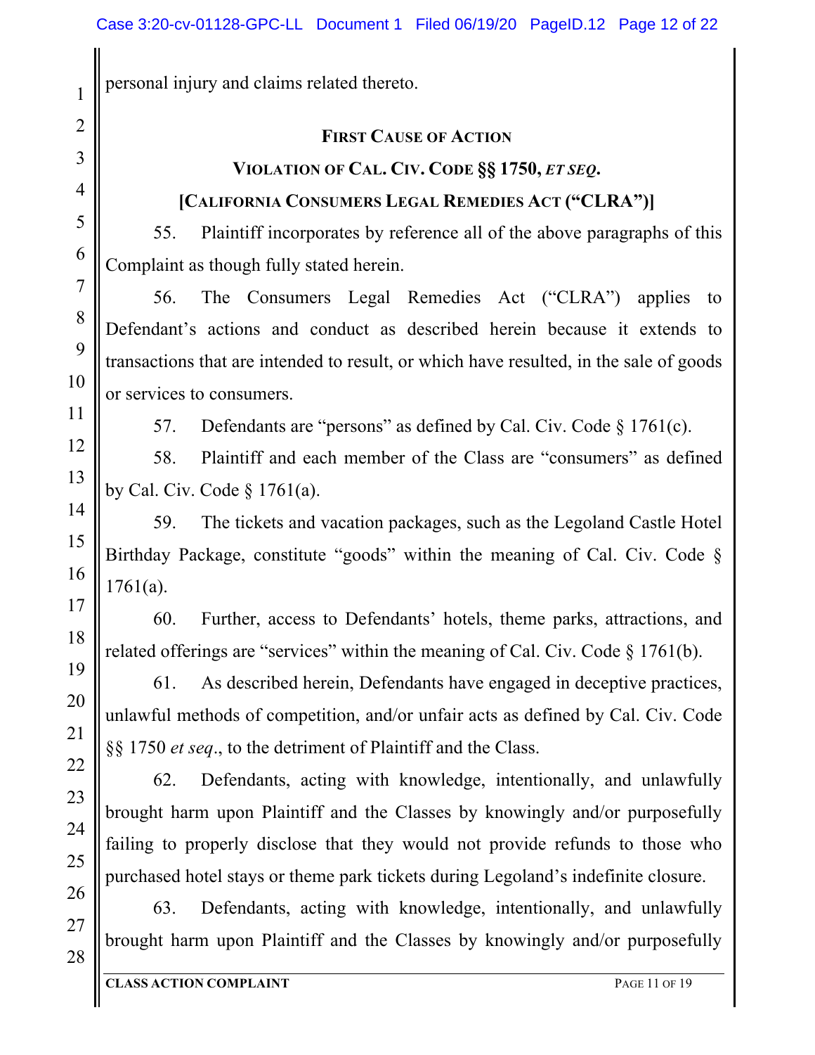personal injury and claims related thereto.

## FIRST CAUSE OF ACTION

## VIOLATION OF CAL. CIV. CODE §§ 1750, *ET SEQ*.

## [CALIFORNIA CONSUMERS LEGAL REMEDIES ACT ("CLRA")]

55. Plaintiff incorporates by reference all of the above paragraphs of this Complaint as though fully stated herein.

56. The Consumers Legal Remedies Act ("CLRA") applies to Defendant's actions and conduct as described herein because it extends to transactions that are intended to result, or which have resulted, in the sale of goods or services to consumers.

57. Defendants are "persons" as defined by Cal. Civ. Code § 1761(c).

58. Plaintiff and each member of the Class are "consumers" as defined by Cal. Civ. Code § 1761(a).

59. The tickets and vacation packages, such as the Legoland Castle Hotel Birthday Package, constitute "goods" within the meaning of Cal. Civ. Code § 1761(a).

60. Further, access to Defendants' hotels, theme parks, attractions, and related offerings are "services" within the meaning of Cal. Civ. Code § 1761(b).

61. As described herein, Defendants have engaged in deceptive practices, unlawful methods of competition, and/or unfair acts as defined by Cal. Civ. Code §§ 1750 *et seq*., to the detriment of Plaintiff and the Class.

62. Defendants, acting with knowledge, intentionally, and unlawfully brought harm upon Plaintiff and the Classes by knowingly and/or purposefully failing to properly disclose that they would not provide refunds to those who purchased hotel stays or theme park tickets during Legoland's indefinite closure.

63. Defendants, acting with knowledge, intentionally, and unlawfully brought harm upon Plaintiff and the Classes by knowingly and/or purposefully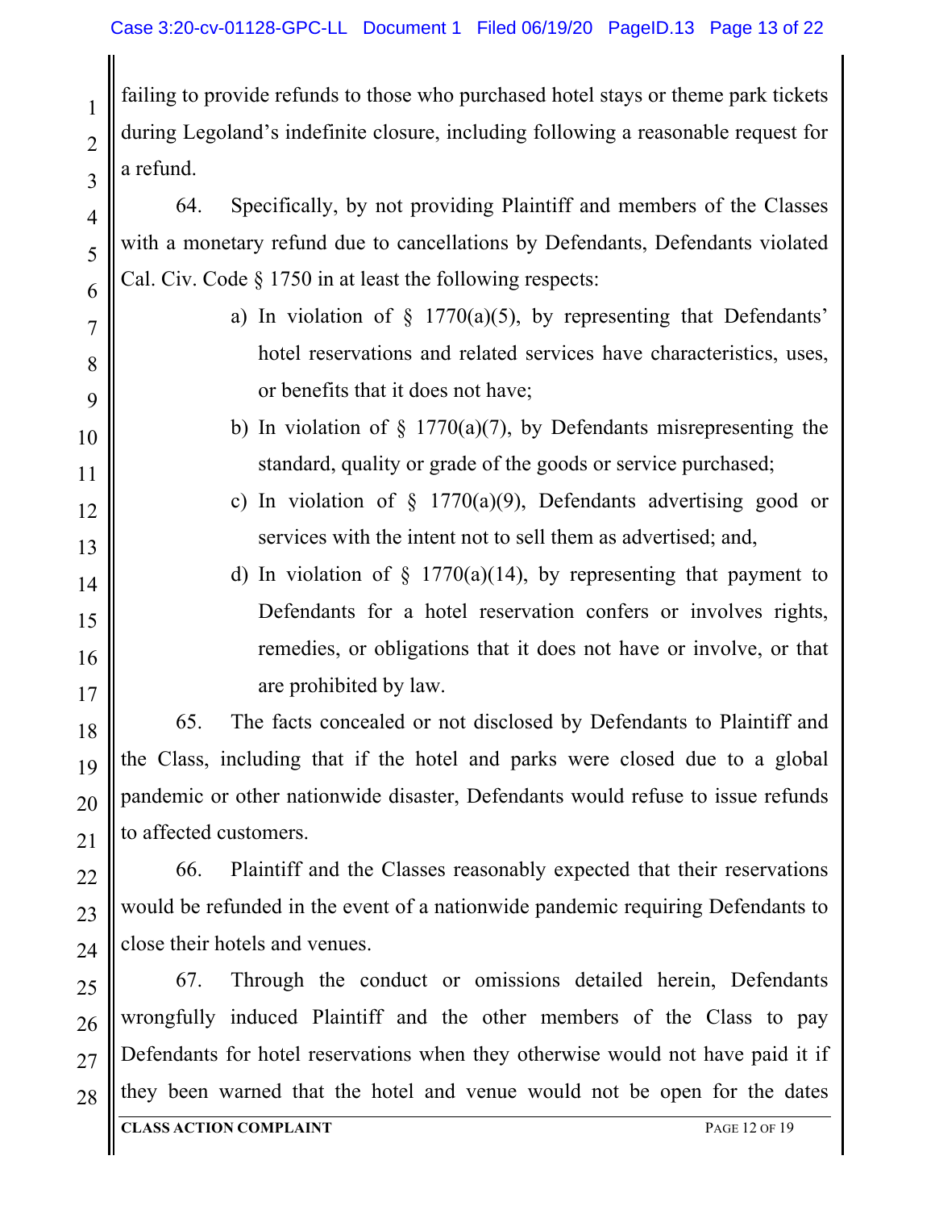failing to provide refunds to those who purchased hotel stays or theme park tickets during Legoland's indefinite closure, including following a reasonable request for a refund.

64. Specifically, by not providing Plaintiff and members of the Classes with a monetary refund due to cancellations by Defendants, Defendants violated Cal. Civ. Code § 1750 in at least the following respects:

a) In violation of § 1770(a)(5), by representing that Defendants' hotel reservations and related services have characteristics, uses, or benefits that it does not have;

b) In violation of § 1770(a)(7), by Defendants misrepresenting the standard, quality or grade of the goods or service purchased;

c) In violation of § 1770(a)(9), Defendants advertising good or services with the intent not to sell them as advertised; and,

d) In violation of § 1770(a)(14), by representing that payment to Defendants for a hotel reservation confers or involves rights, remedies, or obligations that it does not have or involve, or that are prohibited by law.

65. The facts concealed or not disclosed by Defendants to Plaintiff and the Class, including that if the hotel and parks were closed due to a global pandemic or other nationwide disaster, Defendants would refuse to issue refunds to affected customers.

66. Plaintiff and the Classes reasonably expected that their reservations would be refunded in the event of a nationwide pandemic requiring Defendants to close their hotels and venues.

67. Through the conduct or omissions detailed herein, Defendants wrongfully induced Plaintiff and the other members of the Class to pay Defendants for hotel reservations when they otherwise would not have paid it if they been warned that the hotel and venue would not be open for the dates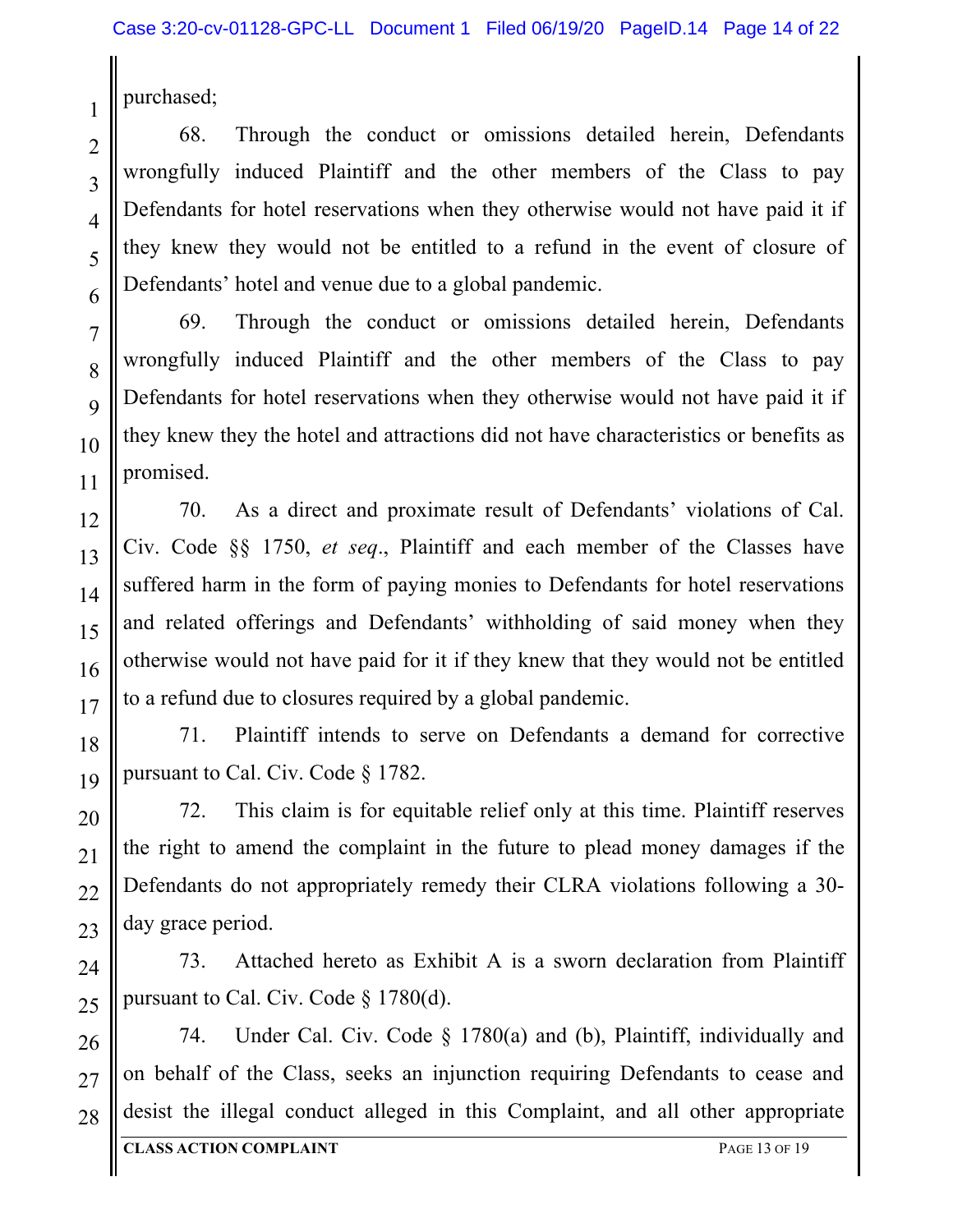purchased;

68. Through the conduct or omissions detailed herein, Defendants wrongfully induced Plaintiff and the other members of the Class to pay Defendants for hotel reservations when they otherwise would not have paid it if they knew they would not be entitled to a refund in the event of closure of Defendants' hotel and venue due to a global pandemic.

69. Through the conduct or omissions detailed herein, Defendants wrongfully induced Plaintiff and the other members of the Class to pay Defendants for hotel reservations when they otherwise would not have paid it if they knew they the hotel and attractions did not have characteristics or benefits as promised.

70. As a direct and proximate result of Defendants' violations of Cal. Civ. Code §§ 1750, *et seq*., Plaintiff and each member of the Classes have suffered harm in the form of paying monies to Defendants for hotel reservations and related offerings and Defendants' withholding of said money when they otherwise would not have paid for it if they knew that they would not be entitled to a refund due to closures required by a global pandemic.

71. Plaintiff intends to serve on Defendants a demand for corrective pursuant to Cal. Civ. Code § 1782.

72. This claim is for equitable relief only at this time. Plaintiff reserves the right to amend the complaint in the future to plead money damages if the Defendants do not appropriately remedy their CLRA violations following a 30-day grace period.

73. Attached hereto as Exhibit A is a sworn declaration from Plaintiff pursuant to Cal. Civ. Code § 1780(d).

74. Under Cal. Civ. Code § 1780(a) and (b), Plaintiff, individually and on behalf of the Class, seeks an injunction requiring Defendants to cease and desist the illegal conduct alleged in this Complaint, and all other appropriate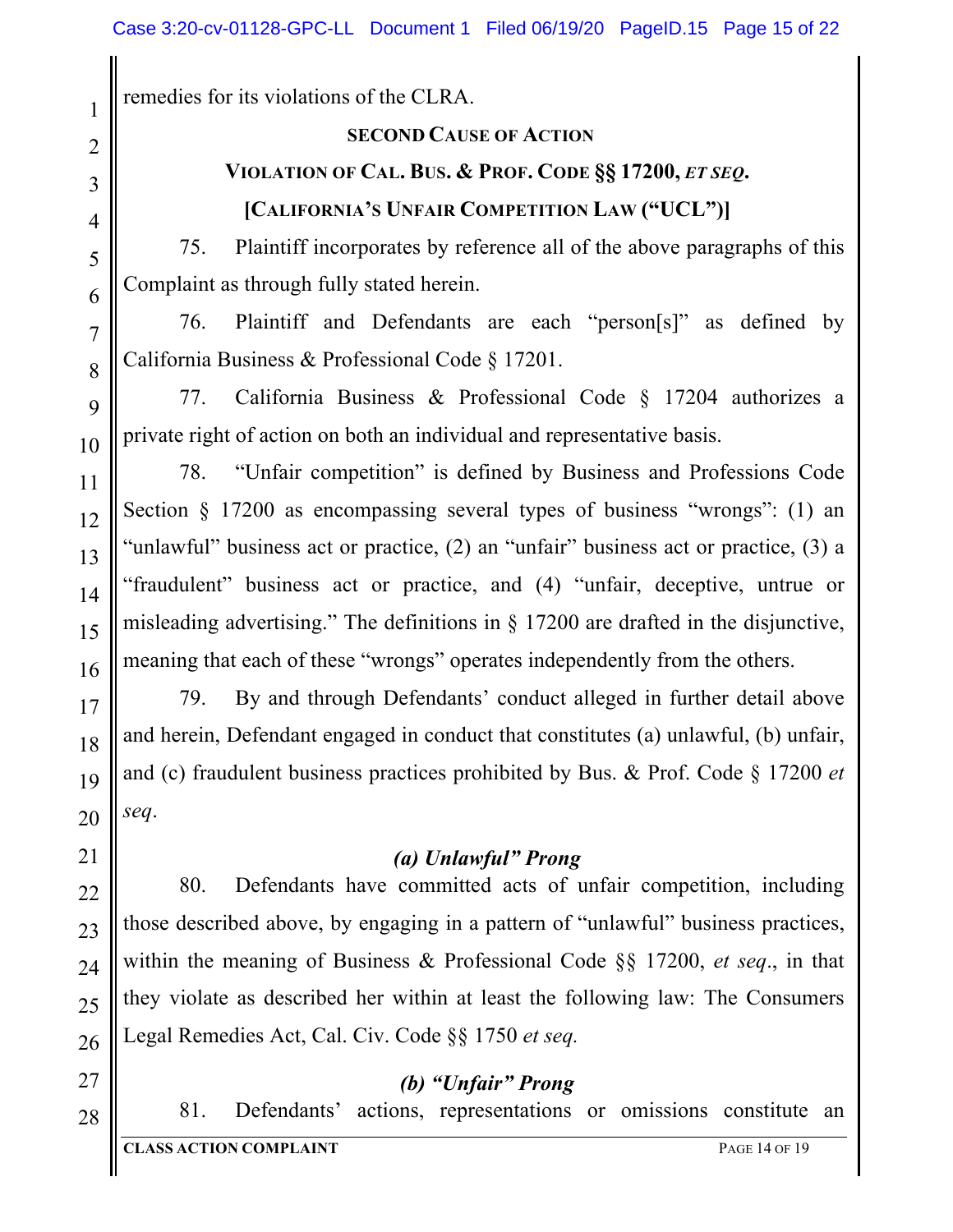remedies for its violations of the CLRA.

**SECOND CAUSE OF ACTION**

**VIOLATION OF CAL. BUS. & PROF. CODE §§ 17200, *ET SEQ*.**

**[CALIFORNIA'S UNFAIR COMPETITION LAW ("UCL")]**

75. Plaintiff incorporates by reference all of the above paragraphs of this Complaint as through fully stated herein.

76. Plaintiff and Defendants are each "person[s]" as defined by California Business & Professional Code § 17201.

77. California Business & Professional Code § 17204 authorizes a private right of action on both an individual and representative basis.

78. "Unfair competition" is defined by Business and Professions Code Section § 17200 as encompassing several types of business "wrongs": (1) an "unlawful" business act or practice, (2) an "unfair" business act or practice, (3) a "fraudulent" business act or practice, and (4) "unfair, deceptive, untrue or misleading advertising." The definitions in § 17200 are drafted in the disjunctive, meaning that each of these "wrongs" operates independently from the others.

79. By and through Defendants' conduct alleged in further detail above and herein, Defendant engaged in conduct that constitutes (a) unlawful, (b) unfair, and (c) fraudulent business practices prohibited by Bus. & Prof. Code § 17200 *et seq*.

***(a) Unlawful" Prong***

80. Defendants have committed acts of unfair competition, including those described above, by engaging in a pattern of "unlawful" business practices, within the meaning of Business & Professional Code §§ 17200, *et seq*., in that they violate as described her within at least the following law: The Consumers Legal Remedies Act, Cal. Civ. Code §§ 1750 *et seq.*

***(b) "Unfair" Prong***

81. Defendants' actions, representations or omissions constitute an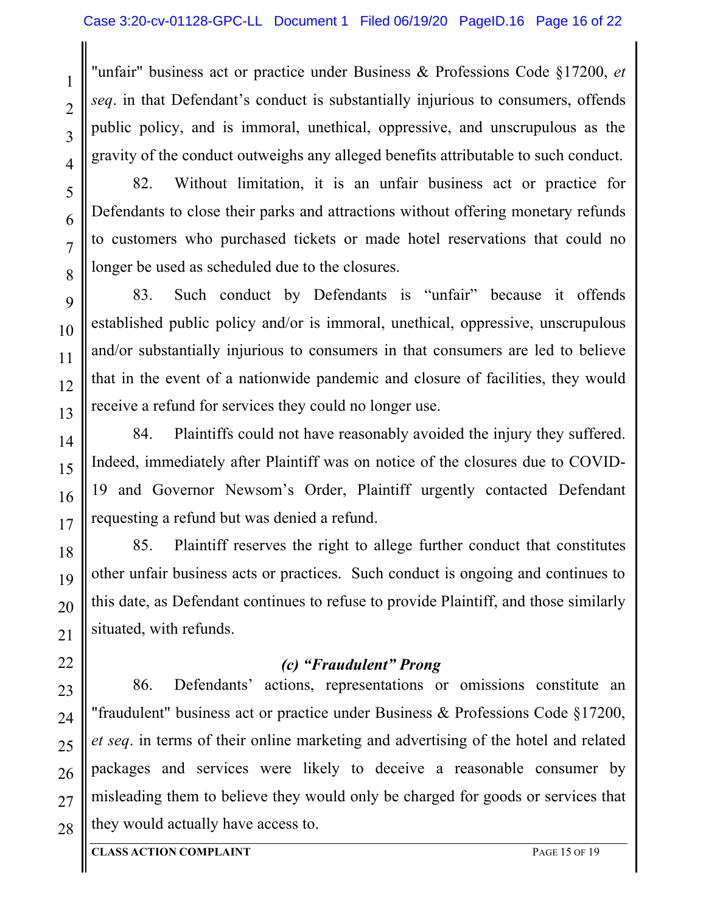"unfair" business act or practice under Business & Professions Code §17200, *et seq*. in that Defendant's conduct is substantially injurious to consumers, offends public policy, and is immoral, unethical, oppressive, and unscrupulous as the gravity of the conduct outweighs any alleged benefits attributable to such conduct.

82. Without limitation, it is an unfair business act or practice for Defendants to close their parks and attractions without offering monetary refunds to customers who purchased tickets or made hotel reservations that could no longer be used as scheduled due to the closures.

83. Such conduct by Defendants is "unfair" because it offends established public policy and/or is immoral, unethical, oppressive, unscrupulous and/or substantially injurious to consumers in that consumers are led to believe that in the event of a nationwide pandemic and closure of facilities, they would receive a refund for services they could no longer use.

84. Plaintiffs could not have reasonably avoided the injury they suffered. Indeed, immediately after Plaintiff was on notice of the closures due to COVID-19 and Governor Newsom's Order, Plaintiff urgently contacted Defendant requesting a refund but was denied a refund.

85. Plaintiff reserves the right to allege further conduct that constitutes other unfair business acts or practices. Such conduct is ongoing and continues to this date, as Defendant continues to refuse to provide Plaintiff, and those similarly situated, with refunds.

### *(c) "Fraudulent" Prong*

86. Defendants' actions, representations or omissions constitute an "fraudulent" business act or practice under Business & Professions Code §17200, *et seq*. in terms of their online marketing and advertising of the hotel and related packages and services were likely to deceive a reasonable consumer by misleading them to believe they would only be charged for goods or services that they would actually have access to.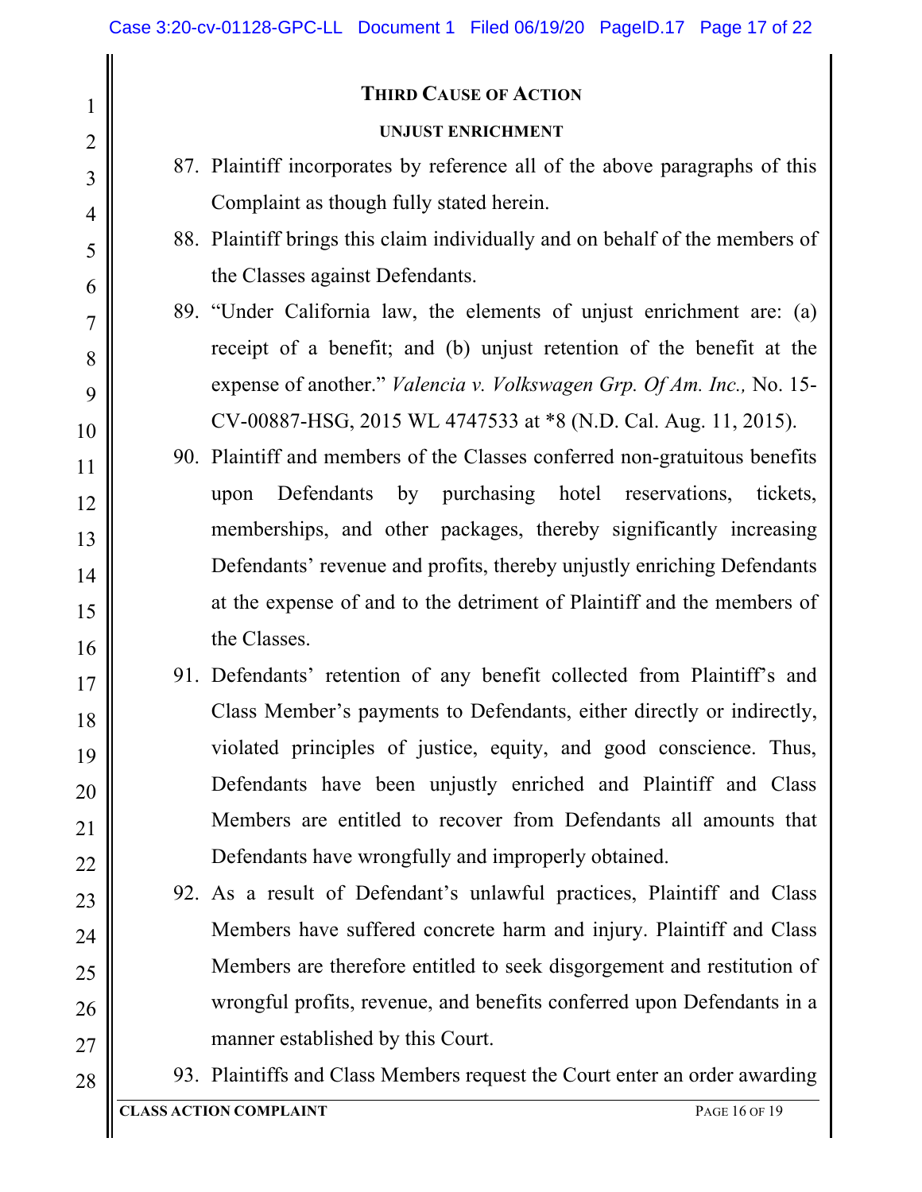## THIRD CAUSE OF ACTION

### UNJUST ENRICHMENT

87. Plaintiff incorporates by reference all of the above paragraphs of this Complaint as though fully stated herein.

88. Plaintiff brings this claim individually and on behalf of the members of the Classes against Defendants.

89. "Under California law, the elements of unjust enrichment are: (a) receipt of a benefit; and (b) unjust retention of the benefit at the expense of another." *Valencia v. Volkswagen Grp. Of Am. Inc.,* No. 15-CV-00887-HSG, 2015 WL 4747533 at *8 (N.D. Cal. Aug. 11, 2015).

90. Plaintiff and members of the Classes conferred non-gratuitous benefits upon Defendants by purchasing hotel reservations, tickets, memberships, and other packages, thereby significantly increasing Defendants' revenue and profits, thereby unjustly enriching Defendants at the expense of and to the detriment of Plaintiff and the members of the Classes.

91. Defendants' retention of any benefit collected from Plaintiff's and Class Member's payments to Defendants, either directly or indirectly, violated principles of justice, equity, and good conscience. Thus, Defendants have been unjustly enriched and Plaintiff and Class Members are entitled to recover from Defendants all amounts that Defendants have wrongfully and improperly obtained.

92. As a result of Defendant's unlawful practices, Plaintiff and Class Members have suffered concrete harm and injury. Plaintiff and Class Members are therefore entitled to seek disgorgement and restitution of wrongful profits, revenue, and benefits conferred upon Defendants in a manner established by this Court.

93. Plaintiffs and Class Members request the Court enter an order awarding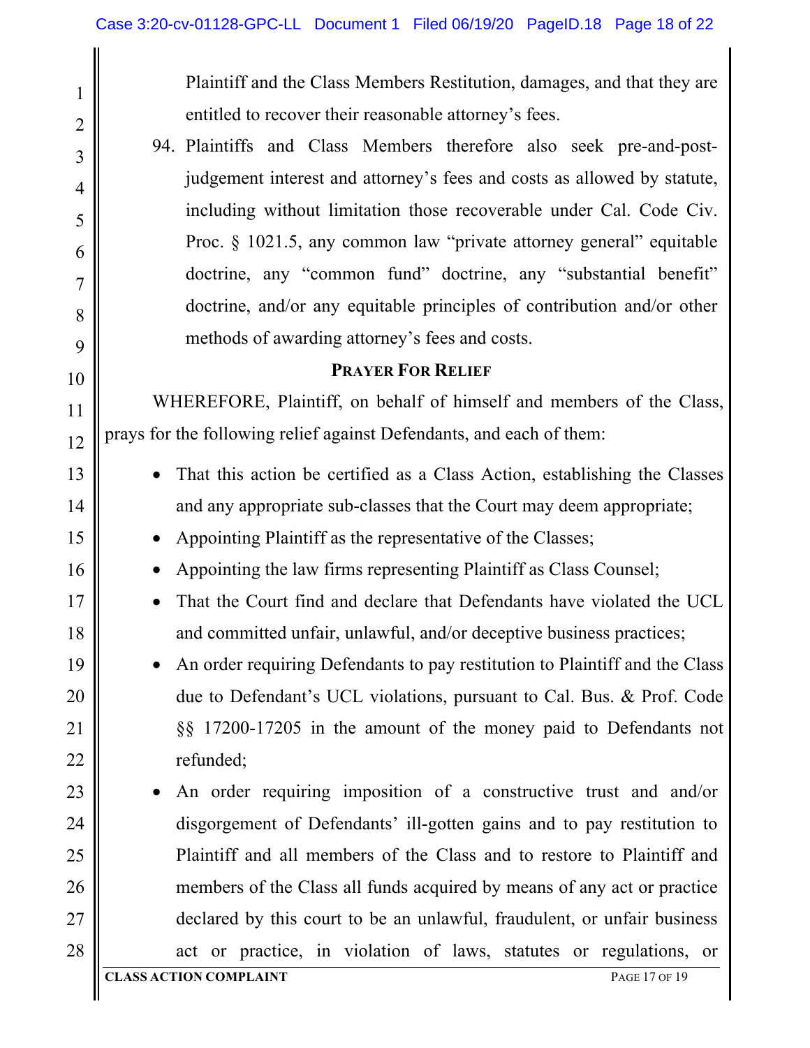Plaintiff and the Class Members Restitution, damages, and that they are entitled to recover their reasonable attorney's fees.

94. Plaintiffs and Class Members therefore also seek pre-and-post-judgement interest and attorney's fees and costs as allowed by statute, including without limitation those recoverable under Cal. Code Civ. Proc. § 1021.5, any common law "private attorney general" equitable doctrine, any "common fund" doctrine, any "substantial benefit" doctrine, and/or any equitable principles of contribution and/or other methods of awarding attorney's fees and costs.

## PRAYER FOR RELIEF

WHEREFORE, Plaintiff, on behalf of himself and members of the Class, prays for the following relief against Defendants, and each of them:

- That this action be certified as a Class Action, establishing the Classes and any appropriate sub-classes that the Court may deem appropriate;
- Appointing Plaintiff as the representative of the Classes;
- Appointing the law firms representing Plaintiff as Class Counsel;
- That the Court find and declare that Defendants have violated the UCL and committed unfair, unlawful, and/or deceptive business practices;
- An order requiring Defendants to pay restitution to Plaintiff and the Class due to Defendant's UCL violations, pursuant to Cal. Bus. & Prof. Code §§ 17200-17205 in the amount of the money paid to Defendants not refunded;
- An order requiring imposition of a constructive trust and and/or disgorgement of Defendants' ill-gotten gains and to pay restitution to Plaintiff and all members of the Class and to restore to Plaintiff and members of the Class all funds acquired by means of any act or practice declared by this court to be an unlawful, fraudulent, or unfair business act or practice, in violation of laws, statutes or regulations, or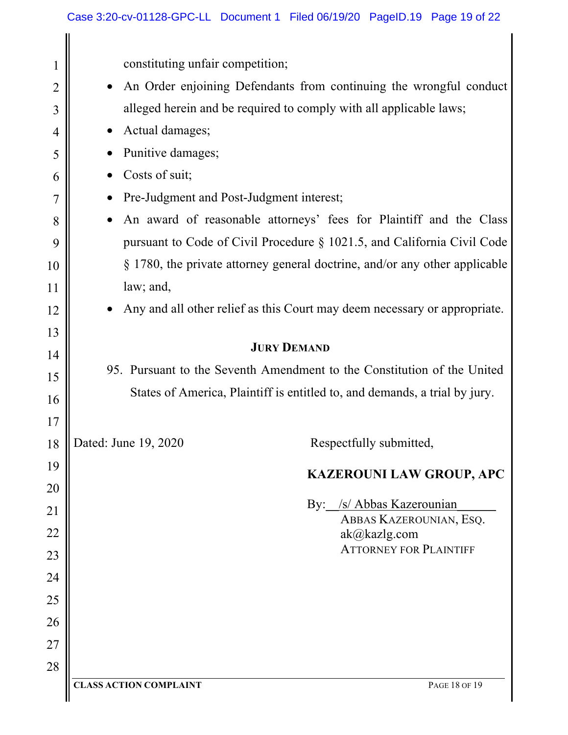constituting unfair competition;

- An Order enjoining Defendants from continuing the wrongful conduct alleged herein and be required to comply with all applicable laws;
- Actual damages;
- Punitive damages;
- Costs of suit;
- Pre-Judgment and Post-Judgment interest;
- An award of reasonable attorneys' fees for Plaintiff and the Class pursuant to Code of Civil Procedure § 1021.5, and California Civil Code § 1780, the private attorney general doctrine, and/or any other applicable law; and,
- Any and all other relief as this Court may deem necessary or appropriate.

**JURY DEMAND**

95. Pursuant to the Seventh Amendment to the Constitution of the United States of America, Plaintiff is entitled to, and demands, a trial by jury.

Dated: June 19, 2020

Respectfully submitted,

**KAZEROUNI LAW GROUP, APC**

By: /s/ Abbas Kazerounian
ABBAS KAZEROUNIAN, ESQ.
ak@kazlg.com
ATTORNEY FOR PLAINTIFF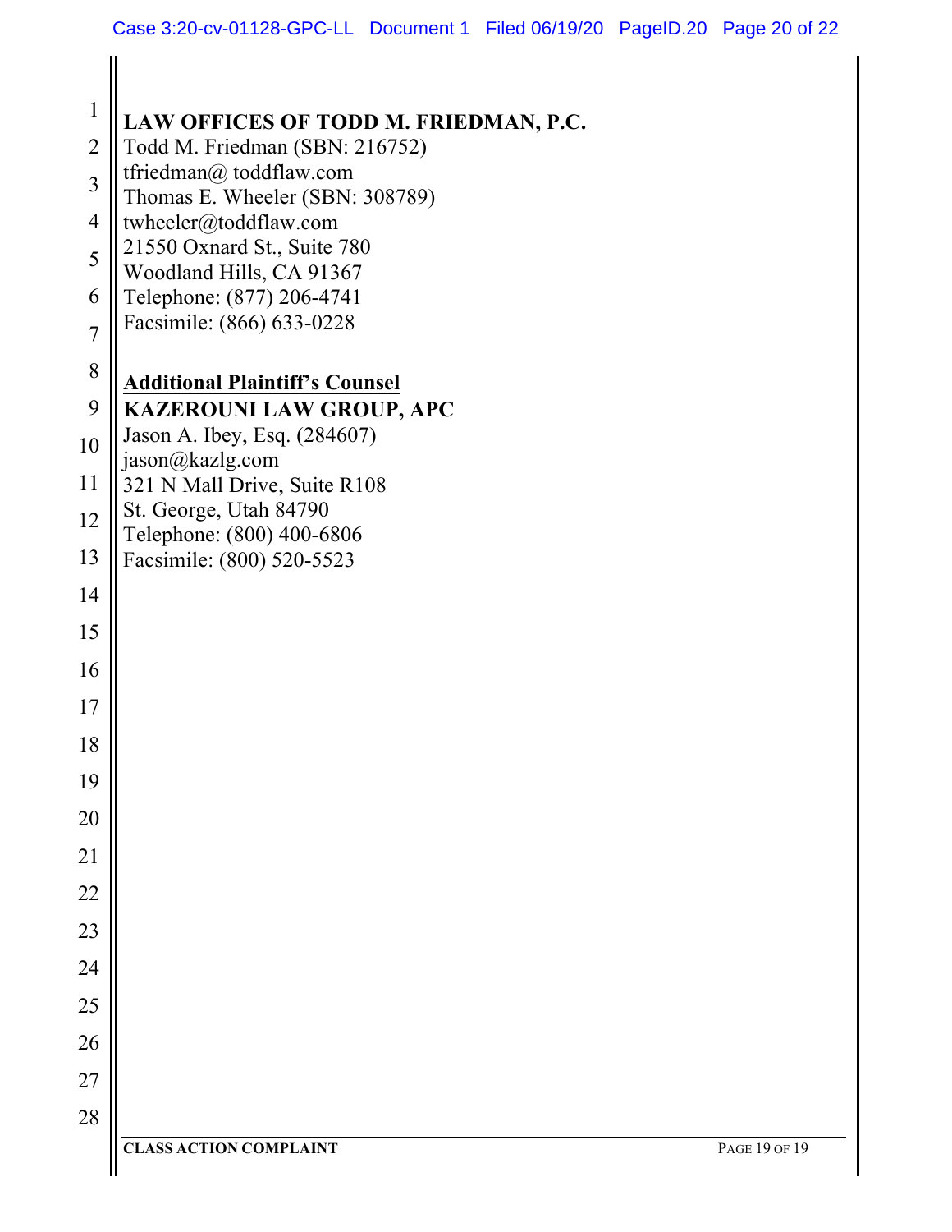**LAW OFFICES OF TODD M. FRIEDMAN, P.C.**
Todd M. Friedman (SBN: 216752)
tfriedman@ toddflaw.com
Thomas E. Wheeler (SBN: 308789)
twheeler@toddflaw.com
21550 Oxnard St., Suite 780
Woodland Hills, CA 91367
Telephone: (877) 206-4741
Facsimile: (866) 633-0228

**Additional Plaintiff's Counsel**
**KAZEROUNI LAW GROUP, APC**
Jason A. Ibey, Esq. (284607)
jason@kazlg.com
321 N Mall Drive, Suite R108
St. George, Utah 84790
Telephone: (800) 400-6806
Facsimile: (800) 520-5523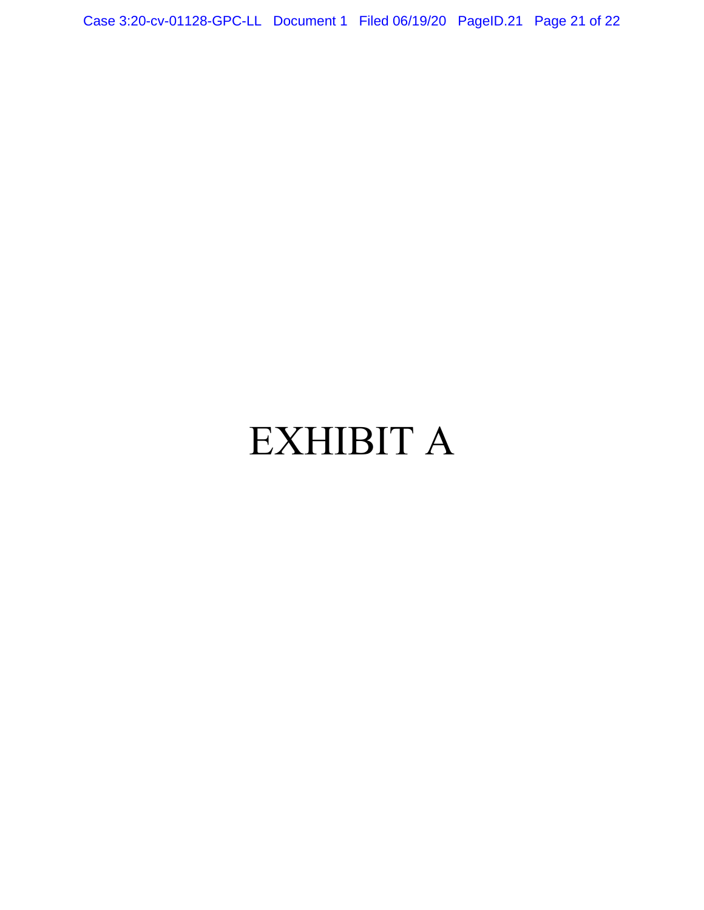# EXHIBIT A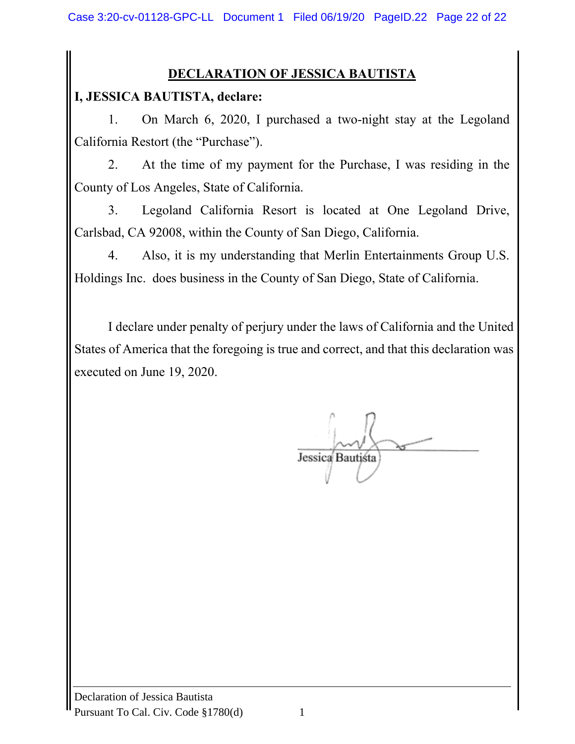# DECLARATION OF JESSICA BAUTISTA

**I, JESSICA BAUTISTA, declare:**

1. On March 6, 2020, I purchased a two-night stay at the Legoland California Restort (the "Purchase").

2. At the time of my payment for the Purchase, I was residing in the County of Los Angeles, State of California.

3. Legoland California Resort is located at One Legoland Drive, Carlsbad, CA 92008, within the County of San Diego, California.

4. Also, it is my understanding that Merlin Entertainments Group U.S. Holdings Inc. does business in the County of San Diego, State of California.

I declare under penalty of perjury under the laws of California and the United States of America that the foregoing is true and correct, and that this declaration was executed on June 19, 2020.

Jessica Bautista

Declaration of Jessica Bautista
Pursuant To Cal. Civ. Code §1780(d)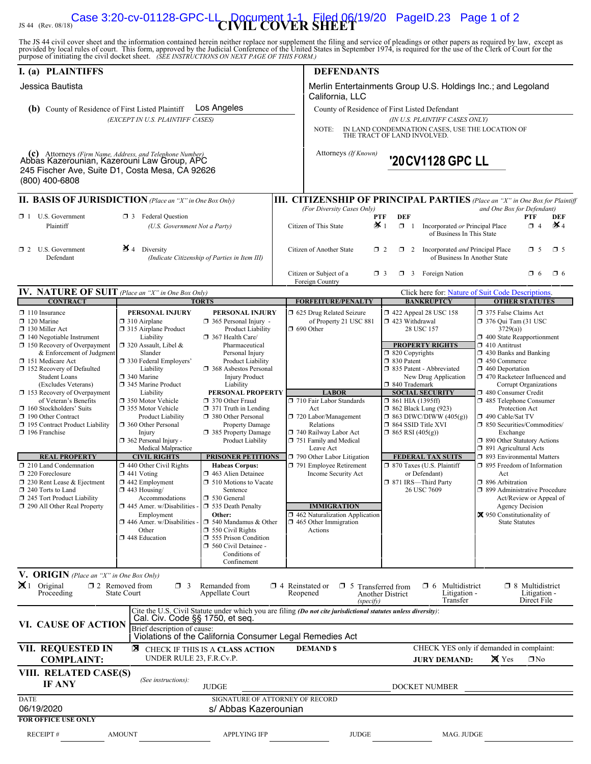JS 44 (Rev. 08/18)

# CIVIL COVER SHEET

The JS 44 civil cover sheet and the information contained herein neither replace nor supplement the filing and service of pleadings or other papers as required by law, except as provided by local rules of court. This form, approved by the Judicial Conference of the United States in September 1974, is required for the use of the Clerk of Court for the purpose of initiating the civil docket sheet. *(SEE INSTRUCTIONS ON NEXT PAGE OF THIS FORM.)*

## I. (a) PLAINTIFFS

Jessica Bautista

**(b)** County of Residence of First Listed Plaintiff: Los Angeles
*(EXCEPT IN U.S. PLAINTIFF CASES)*

**(c)** Attorneys *(Firm Name, Address, and Telephone Number)*
Abbas Kazerounian, Kazerouni Law Group, APC
245 Fischer Ave, Suite D1, Costa Mesa, CA 92626
(800) 400-6808

## DEFENDANTS

Merlin Entertainments Group U.S. Holdings Inc.; and Legoland California, LLC

County of Residence of First Listed Defendant
*(IN U.S. PLAINTIFF CASES ONLY)*

NOTE: IN LAND CONDEMNATION CASES, USE THE LOCATION OF THE TRACT OF LAND INVOLVED.

Attorneys *(If Known)*
'20CV1128 GPC LL

## II. BASIS OF JURISDICTION *(Place an "X" in One Box Only)*

- ☐ 1 U.S. Government Plaintiff
- ☐ 3 Federal Question (U.S. Government Not a Party)
- ☐ 2 U.S. Government Defendant
- ☒ 4 Diversity (Indicate Citizenship of Parties in Item III)

## III. CITIZENSHIP OF PRINCIPAL PARTIES *(Place an "X" in One Box for Plaintiff and One Box for Defendant)*
*(For Diversity Cases Only)*

| | PTF | DEF | | PTF | DEF |
|---|---|---|---|---|---|
| Citizen of This State | ☒ 1 | ☐ 1 | Incorporated *or* Principal Place of Business In This State | ☐ 4 | ☒ 4 |
| Citizen of Another State | ☐ 2 | ☐ 2 | Incorporated *and* Principal Place of Business In Another State | ☐ 5 | ☐ 5 |
| Citizen or Subject of a Foreign Country | ☐ 3 | ☐ 3 | Foreign Nation | ☐ 6 | ☐ 6 |

## IV. NATURE OF SUIT *(Place an "X" in One Box Only)*

Click here for: Nature of Suit Code Descriptions.

**CONTRACT**
- ☐ 110 Insurance
- ☐ 120 Marine
- ☐ 130 Miller Act
- ☐ 140 Negotiable Instrument
- ☐ 150 Recovery of Overpayment & Enforcement of Judgment
- ☐ 151 Medicare Act
- ☐ 152 Recovery of Defaulted Student Loans (Excludes Veterans)
- ☐ 153 Recovery of Overpayment of Veteran's Benefits
- ☐ 160 Stockholders' Suits
- ☐ 190 Other Contract
- ☐ 195 Contract Product Liability
- ☐ 196 Franchise

**REAL PROPERTY**
- ☐ 210 Land Condemnation
- ☐ 220 Foreclosure
- ☐ 230 Rent Lease & Ejectment
- ☐ 240 Torts to Land
- ☐ 245 Tort Product Liability
- ☐ 290 All Other Real Property

**TORTS**

PERSONAL INJURY
- ☐ 310 Airplane
- ☐ 315 Airplane Product Liability
- ☐ 320 Assault, Libel & Slander
- ☐ 330 Federal Employers' Liability
- ☐ 340 Marine
- ☐ 345 Marine Product Liability
- ☐ 350 Motor Vehicle
- ☐ 355 Motor Vehicle Product Liability
- ☐ 360 Other Personal Injury
- ☐ 362 Personal Injury - Medical Malpractice

PERSONAL INJURY
- ☐ 365 Personal Injury - Product Liability
- ☐ 367 Health Care/ Pharmaceutical Personal Injury Product Liability
- ☐ 368 Asbestos Personal Injury Product Liability

PERSONAL PROPERTY
- ☐ 370 Other Fraud
- ☐ 371 Truth in Lending
- ☐ 380 Other Personal Property Damage
- ☐ 385 Property Damage Product Liability

**CIVIL RIGHTS**
- ☐ 440 Other Civil Rights
- ☐ 441 Voting
- ☐ 442 Employment
- ☐ 443 Housing/ Accommodations
- ☐ 445 Amer. w/Disabilities - Employment
- ☐ 446 Amer. w/Disabilities - Other
- ☐ 448 Education

**PRISONER PETITIONS**

Habeas Corpus:
- ☐ 463 Alien Detainee
- ☐ 510 Motions to Vacate Sentence
- ☐ 530 General
- ☐ 535 Death Penalty

Other:
- ☐ 540 Mandamus & Other
- ☐ 550 Civil Rights
- ☐ 555 Prison Condition
- ☐ 560 Civil Detainee - Conditions of Confinement

**FORFEITURE/PENALTY**
- ☐ 625 Drug Related Seizure of Property 21 USC 881
- ☐ 690 Other

**LABOR**
- ☐ 710 Fair Labor Standards Act
- ☐ 720 Labor/Management Relations
- ☐ 740 Railway Labor Act
- ☐ 751 Family and Medical Leave Act
- ☐ 790 Other Labor Litigation
- ☐ 791 Employee Retirement Income Security Act

**IMMIGRATION**
- ☐ 462 Naturalization Application
- ☐ 465 Other Immigration Actions

**BANKRUPTCY**
- ☐ 422 Appeal 28 USC 158
- ☐ 423 Withdrawal 28 USC 157

**PROPERTY RIGHTS**
- ☐ 820 Copyrights
- ☐ 830 Patent
- ☐ 835 Patent - Abbreviated New Drug Application
- ☐ 840 Trademark

**SOCIAL SECURITY**
- ☐ 861 HIA (1395ff)
- ☐ 862 Black Lung (923)
- ☐ 863 DIWC/DIWW (405(g))
- ☐ 864 SSID Title XVI
- ☐ 865 RSI (405(g))

**FEDERAL TAX SUITS**
- ☐ 870 Taxes (U.S. Plaintiff or Defendant)
- ☐ 871 IRS—Third Party 26 USC 7609

**OTHER STATUTES**
- ☐ 375 False Claims Act
- ☐ 376 Qui Tam (31 USC 3729(a))
- ☐ 400 State Reapportionment
- ☐ 410 Antitrust
- ☐ 430 Banks and Banking
- ☐ 450 Commerce
- ☐ 460 Deportation
- ☐ 470 Racketeer Influenced and Corrupt Organizations
- ☐ 480 Consumer Credit
- ☐ 485 Telephone Consumer Protection Act
- ☐ 490 Cable/Sat TV
- ☐ 850 Securities/Commodities/ Exchange
- ☐ 890 Other Statutory Actions
- ☐ 891 Agricultural Acts
- ☐ 893 Environmental Matters
- ☐ 895 Freedom of Information Act
- ☐ 896 Arbitration
- ☐ 899 Administrative Procedure Act/Review or Appeal of Agency Decision
- ☒ 950 Constitutionality of State Statutes

## V. ORIGIN *(Place an "X" in One Box Only)*

- ☒ 1 Original Proceeding
- ☐ 2 Removed from State Court
- ☐ 3 Remanded from Appellate Court
- ☐ 4 Reinstated or Reopened
- ☐ 5 Transferred from Another District *(specify)*
- ☐ 6 Multidistrict Litigation - Transfer
- ☐ 8 Multidistrict Litigation - Direct File

## VI. CAUSE OF ACTION

Cite the U.S. Civil Statute under which you are filing *(Do not cite jurisdictional statutes unless diversity)*:
Cal. Civ. Code §§ 1750, et seq.

Brief description of cause:
Violations of the California Consumer Legal Remedies Act

## VII. REQUESTED IN COMPLAINT:

☒ CHECK IF THIS IS A CLASS ACTION UNDER RULE 23, F.R.Cv.P.

DEMAND $

CHECK YES only if demanded in complaint:
JURY DEMAND: ☒ Yes ☐ No

## VIII. RELATED CASE(S) IF ANY

*(See instructions)*: JUDGE ______ DOCKET NUMBER ______

DATE: 06/19/2020

SIGNATURE OF ATTORNEY OF RECORD: s/ Abbas Kazerounian

**FOR OFFICE USE ONLY**

RECEIPT # ______ AMOUNT ______ APPLYING IFP ______ JUDGE ______ MAG. JUDGE ______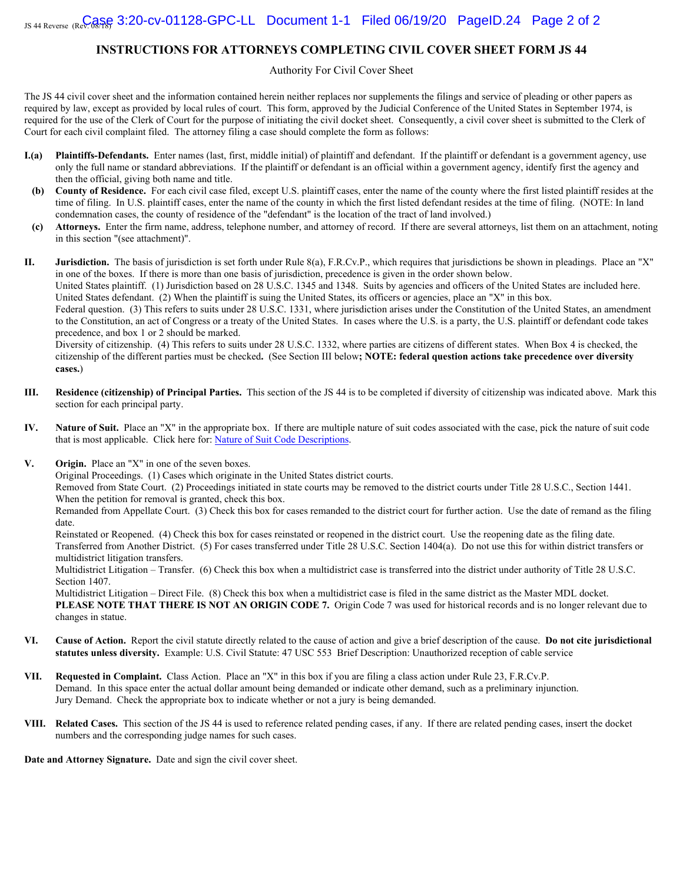# INSTRUCTIONS FOR ATTORNEYS COMPLETING CIVIL COVER SHEET FORM JS 44

Authority For Civil Cover Sheet

The JS 44 civil cover sheet and the information contained herein neither replaces nor supplements the filings and service of pleading or other papers as required by law, except as provided by local rules of court. This form, approved by the Judicial Conference of the United States in September 1974, is required for the use of the Clerk of Court for the purpose of initiating the civil docket sheet. Consequently, a civil cover sheet is submitted to the Clerk of Court for each civil complaint filed. The attorney filing a case should complete the form as follows:

**I.(a) Plaintiffs-Defendants.** Enter names (last, first, middle initial) of plaintiff and defendant. If the plaintiff or defendant is a government agency, use only the full name or standard abbreviations. If the plaintiff or defendant is an official within a government agency, identify first the agency and then the official, giving both name and title.

**(b) County of Residence.** For each civil case filed, except U.S. plaintiff cases, enter the name of the county where the first listed plaintiff resides at the time of filing. In U.S. plaintiff cases, enter the name of the county in which the first listed defendant resides at the time of filing. (NOTE: In land condemnation cases, the county of residence of the "defendant" is the location of the tract of land involved.)

**(c) Attorneys.** Enter the firm name, address, telephone number, and attorney of record. If there are several attorneys, list them on an attachment, noting in this section "(see attachment)".

**II. Jurisdiction.** The basis of jurisdiction is set forth under Rule 8(a), F.R.Cv.P., which requires that jurisdictions be shown in pleadings. Place an "X" in one of the boxes. If there is more than one basis of jurisdiction, precedence is given in the order shown below.
United States plaintiff. (1) Jurisdiction based on 28 U.S.C. 1345 and 1348. Suits by agencies and officers of the United States are included here.
United States defendant. (2) When the plaintiff is suing the United States, its officers or agencies, place an "X" in this box.
Federal question. (3) This refers to suits under 28 U.S.C. 1331, where jurisdiction arises under the Constitution of the United States, an amendment to the Constitution, an act of Congress or a treaty of the United States. In cases where the U.S. is a party, the U.S. plaintiff or defendant code takes precedence, and box 1 or 2 should be marked.
Diversity of citizenship. (4) This refers to suits under 28 U.S.C. 1332, where parties are citizens of different states. When Box 4 is checked, the citizenship of the different parties must be checked**.** (See Section III below**; NOTE: federal question actions take precedence over diversity cases.**)

**III. Residence (citizenship) of Principal Parties.** This section of the JS 44 is to be completed if diversity of citizenship was indicated above. Mark this section for each principal party.

**IV. Nature of Suit.** Place an "X" in the appropriate box. If there are multiple nature of suit codes associated with the case, pick the nature of suit code that is most applicable. Click here for: Nature of Suit Code Descriptions.

**V. Origin.** Place an "X" in one of the seven boxes.
Original Proceedings. (1) Cases which originate in the United States district courts.
Removed from State Court. (2) Proceedings initiated in state courts may be removed to the district courts under Title 28 U.S.C., Section 1441. When the petition for removal is granted, check this box.
Remanded from Appellate Court. (3) Check this box for cases remanded to the district court for further action. Use the date of remand as the filing date.
Reinstated or Reopened. (4) Check this box for cases reinstated or reopened in the district court. Use the reopening date as the filing date.
Transferred from Another District. (5) For cases transferred under Title 28 U.S.C. Section 1404(a). Do not use this for within district transfers or multidistrict litigation transfers.
Multidistrict Litigation – Transfer. (6) Check this box when a multidistrict case is transferred into the district under authority of Title 28 U.S.C. Section 1407.
Multidistrict Litigation – Direct File. (8) Check this box when a multidistrict case is filed in the same district as the Master MDL docket.
**PLEASE NOTE THAT THERE IS NOT AN ORIGIN CODE 7.** Origin Code 7 was used for historical records and is no longer relevant due to changes in statue.

**VI. Cause of Action.** Report the civil statute directly related to the cause of action and give a brief description of the cause. **Do not cite jurisdictional statutes unless diversity.** Example: U.S. Civil Statute: 47 USC 553 Brief Description: Unauthorized reception of cable service

**VII. Requested in Complaint.** Class Action. Place an "X" in this box if you are filing a class action under Rule 23, F.R.Cv.P.
Demand. In this space enter the actual dollar amount being demanded or indicate other demand, such as a preliminary injunction.
Jury Demand. Check the appropriate box to indicate whether or not a jury is being demanded.

**VIII. Related Cases.** This section of the JS 44 is used to reference related pending cases, if any. If there are related pending cases, insert the docket numbers and the corresponding judge names for such cases.

**Date and Attorney Signature.** Date and sign the civil cover sheet.